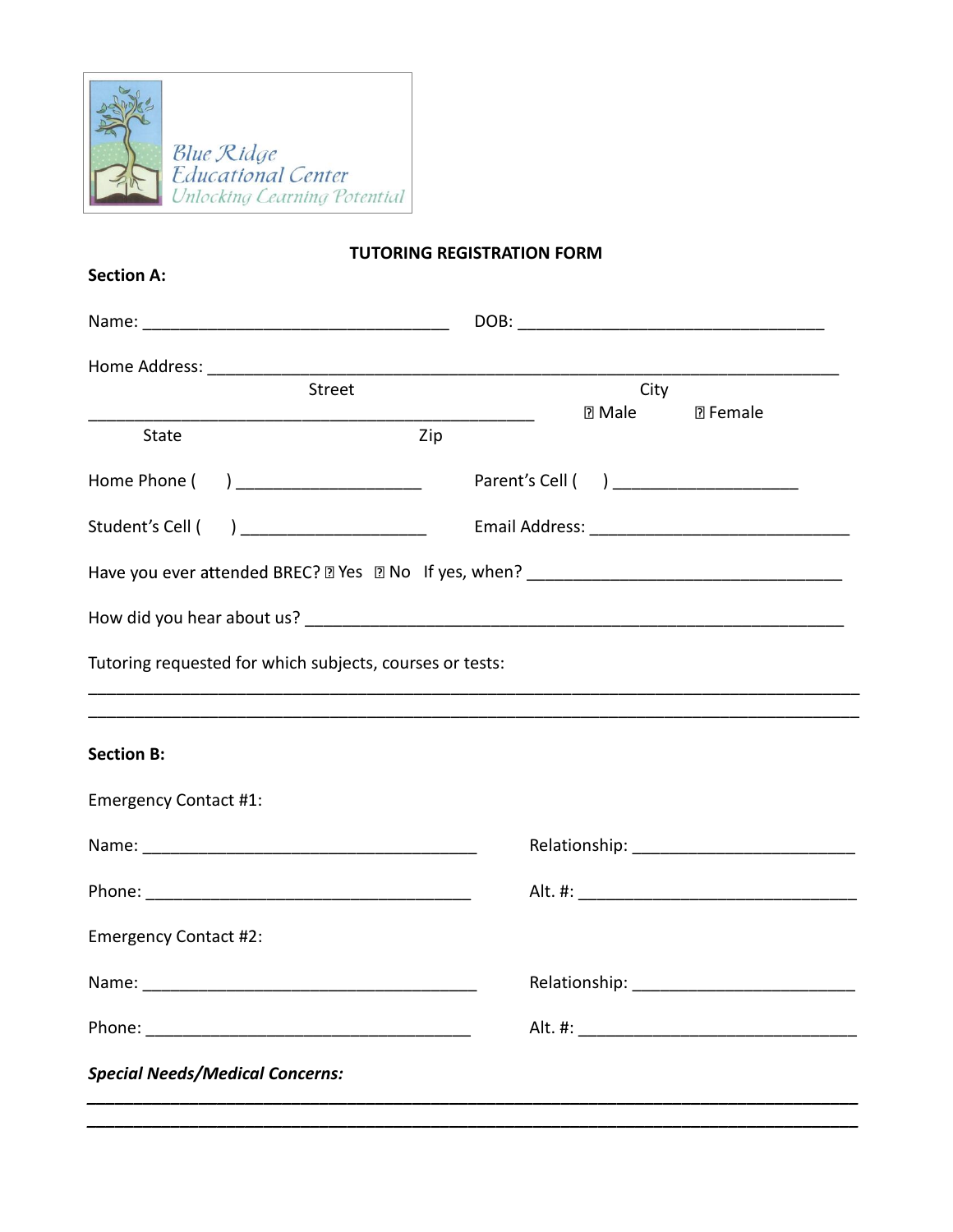Blue Ridge Educational Center
Unlocking Learning Potential

# TUTORING REGISTRATION FORM

**Section A:**

Name: ________________________________ DOB: ________________________________

Home Address: ______________________________________________________________
Street City

______________________________________________ ☐ Male ☐ Female
State Zip

Home Phone ( ) ___________________ Parent's Cell ( ) ___________________

Student's Cell ( ) ___________________ Email Address: ___________________________

Have you ever attended BREC? ☐ Yes ☐ No If yes, when? _______________________________

How did you hear about us? _______________________________________________________

Tutoring requested for which subjects, courses or tests:

_______________________________________________________________________________

_______________________________________________________________________________

**Section B:**

Emergency Contact #1:

Name: ___________________________________ Relationship: ______________________

Phone: ___________________________________ Alt. #: ____________________________

Emergency Contact #2:

Name: ___________________________________ Relationship: ______________________

Phone: ___________________________________ Alt. #: ____________________________

***Special Needs/Medical Concerns:***

_______________________________________________________________________________

_______________________________________________________________________________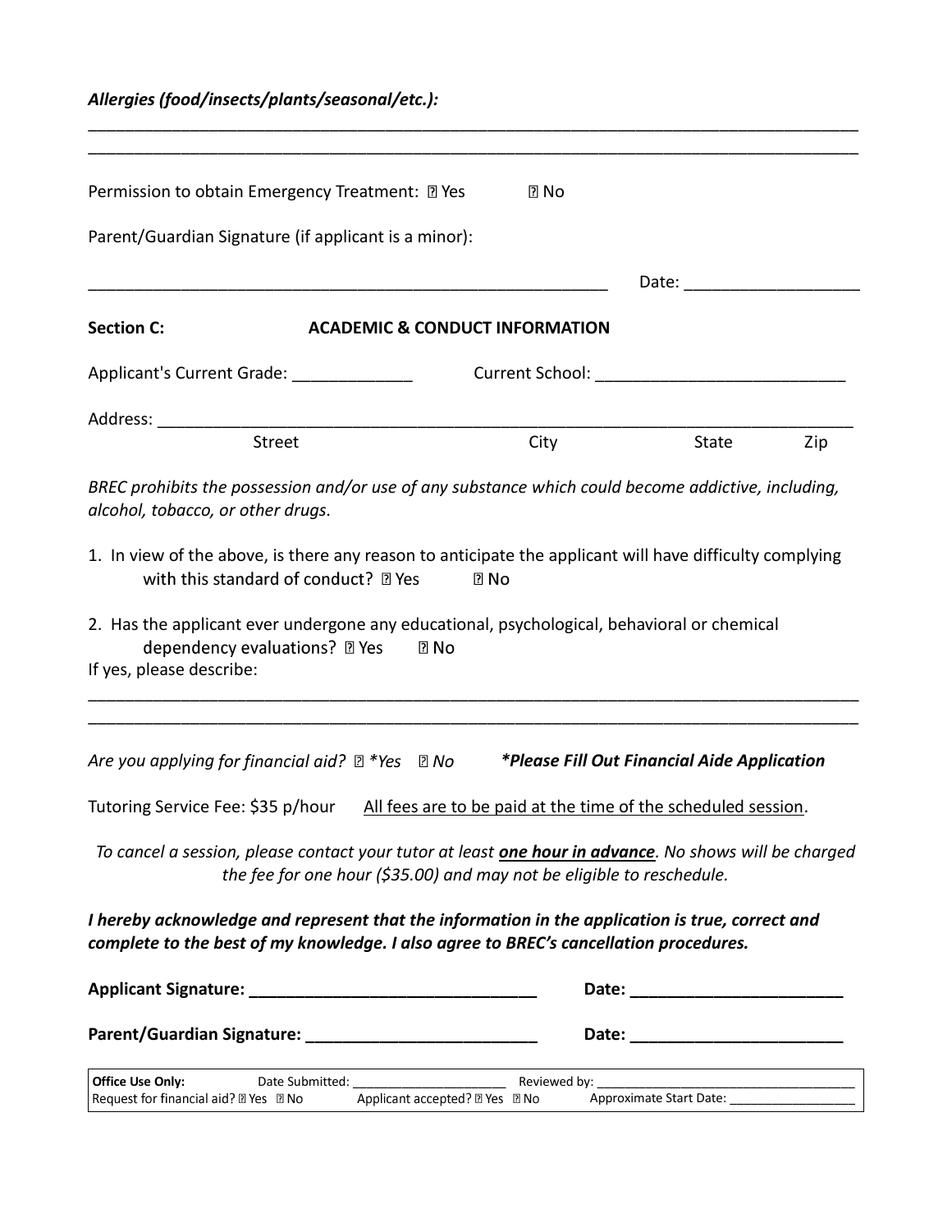***Allergies (food/insects/plants/seasonal/etc.):***

__________________________________________________________________________________
__________________________________________________________________________________

Permission to obtain Emergency Treatment: ☐ Yes ☐ No

Parent/Guardian Signature (if applicant is a minor):

_______________________________________________________ Date: __________________

**Section C: ACADEMIC & CONDUCT INFORMATION**

Applicant's Current Grade: _____________ Current School: __________________________

Address: __________________________________________________________________________
Street City State Zip

*BREC prohibits the possession and/or use of any substance which could become addictive, including, alcohol, tobacco, or other drugs.*

1. In view of the above, is there any reason to anticipate the applicant will have difficulty complying with this standard of conduct? ☐ Yes ☐ No

2. Has the applicant ever undergone any educational, psychological, behavioral or chemical dependency evaluations? ☐ Yes ☐ No

If yes, please describe:

__________________________________________________________________________________
__________________________________________________________________________________

*Are you applying for financial aid?* ☐ *\*Yes* ☐ *No* ***\*Please Fill Out Financial Aide Application***

Tutoring Service Fee: $35 p/hour <u>All fees are to be paid at the time of the scheduled session</u>.

*To cancel a session, please contact your tutor at least **<u>one hour in advance</u>**. No shows will be charged the fee for one hour ($35.00) and may not be eligible to reschedule.*

***I hereby acknowledge and represent that the information in the application is true, correct and complete to the best of my knowledge. I also agree to BREC's cancellation procedures.***

**Applicant Signature: _______________________________ Date: _______________________**

**Parent/Guardian Signature: __________________________ Date: _______________________**

| | | | |
|---|---|---|---|
| **Office Use Only:** | Date Submitted: ____________________ | Reviewed by: __________________________________ | |
| Request for financial aid? ☐ Yes ☐ No | Applicant accepted? ☐ Yes ☐ No | Approximate Start Date: _________________ | |